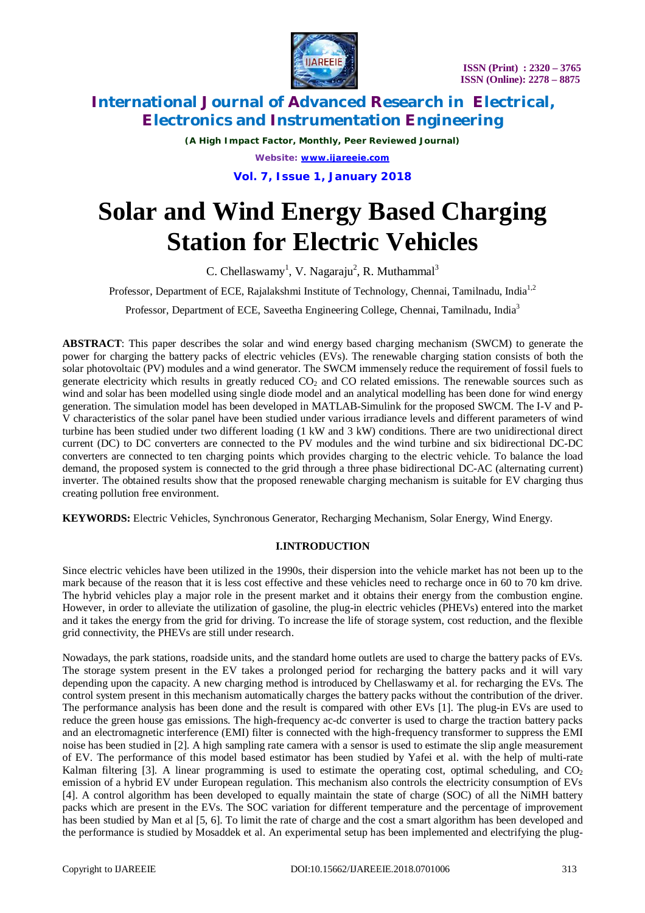# Solar and Wind Energy Based Charging Station for Electric Vehicles

C. Chellaswamy[1], V. Nagaraju[2], R. Muthammal[3]

Professor, Department of ECE, Rajalakshmi Institute of Technology, Chennai, Tamilnadu, India[1,2]

Professor, Department of ECE, Saveetha Engineering College, Chennai, Tamilnadu, India[3]

**ABSTRACT**: This paper describes the solar and wind energy based charging mechanism (SWCM) to generate the power for charging the battery packs of electric vehicles (EVs). The renewable charging station consists of both the solar photovoltaic (PV) modules and a wind generator. The SWCM immensely reduce the requirement of fossil fuels to generate electricity which results in greatly reduced $CO_2$ and CO related emissions. The renewable sources such as wind and solar has been modelled using single diode model and an analytical modelling has been done for wind energy generation. The simulation model has been developed in MATLAB-Simulink for the proposed SWCM. The I-V and P-V characteristics of the solar panel have been studied under various irradiance levels and different parameters of wind turbine has been studied under two different loading (1 kW and 3 kW) conditions. There are two unidirectional direct current (DC) to DC converters are connected to the PV modules and the wind turbine and six bidirectional DC-DC converters are connected to ten charging points which provides charging to the electric vehicle. To balance the load demand, the proposed system is connected to the grid through a three phase bidirectional DC-AC (alternating current) inverter. The obtained results show that the proposed renewable charging mechanism is suitable for EV charging thus creating pollution free environment.

**KEYWORDS:** Electric Vehicles, Synchronous Generator, Recharging Mechanism, Solar Energy, Wind Energy.

## I.INTRODUCTION

Since electric vehicles have been utilized in the 1990s, their dispersion into the vehicle market has not been up to the mark because of the reason that it is less cost effective and these vehicles need to recharge once in 60 to 70 km drive. The hybrid vehicles play a major role in the present market and it obtains their energy from the combustion engine. However, in order to alleviate the utilization of gasoline, the plug-in electric vehicles (PHEVs) entered into the market and it takes the energy from the grid for driving. To increase the life of storage system, cost reduction, and the flexible grid connectivity, the PHEVs are still under research.

Nowadays, the park stations, roadside units, and the standard home outlets are used to charge the battery packs of EVs. The storage system present in the EV takes a prolonged period for recharging the battery packs and it will vary depending upon the capacity. A new charging method is introduced by Chellaswamy et al. for recharging the EVs. The control system present in this mechanism automatically charges the battery packs without the contribution of the driver. The performance analysis has been done and the result is compared with other EVs [1]. The plug-in EVs are used to reduce the green house gas emissions. The high-frequency ac-dc converter is used to charge the traction battery packs and an electromagnetic interference (EMI) filter is connected with the high-frequency transformer to suppress the EMI noise has been studied in [2]. A high sampling rate camera with a sensor is used to estimate the slip angle measurement of EV. The performance of this model based estimator has been studied by Yafei et al. with the help of multi-rate Kalman filtering [3]. A linear programming is used to estimate the operating cost, optimal scheduling, and $CO_2$ emission of a hybrid EV under European regulation. This mechanism also controls the electricity consumption of EVs [4]. A control algorithm has been developed to equally maintain the state of charge (SOC) of all the NiMH battery packs which are present in the EVs. The SOC variation for different temperature and the percentage of improvement has been studied by Man et al [5, 6]. To limit the rate of charge and the cost a smart algorithm has been developed and the performance is studied by Mosaddek et al. An experimental setup has been implemented and electrifying the plug-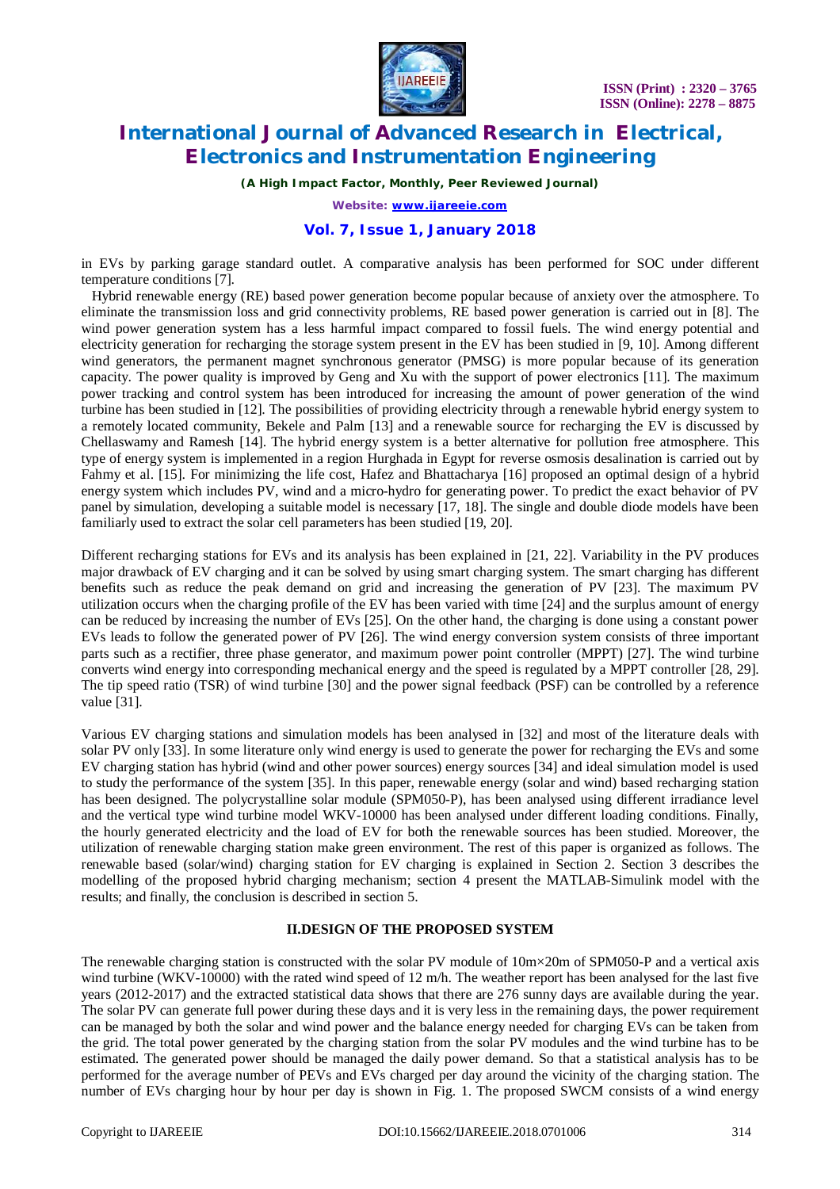in EVs by parking garage standard outlet. A comparative analysis has been performed for SOC under different temperature conditions [7].

Hybrid renewable energy (RE) based power generation become popular because of anxiety over the atmosphere. To eliminate the transmission loss and grid connectivity problems, RE based power generation is carried out in [8]. The wind power generation system has a less harmful impact compared to fossil fuels. The wind energy potential and electricity generation for recharging the storage system present in the EV has been studied in [9, 10]. Among different wind generators, the permanent magnet synchronous generator (PMSG) is more popular because of its generation capacity. The power quality is improved by Geng and Xu with the support of power electronics [11]. The maximum power tracking and control system has been introduced for increasing the amount of power generation of the wind turbine has been studied in [12]. The possibilities of providing electricity through a renewable hybrid energy system to a remotely located community, Bekele and Palm [13] and a renewable source for recharging the EV is discussed by Chellaswamy and Ramesh [14]. The hybrid energy system is a better alternative for pollution free atmosphere. This type of energy system is implemented in a region Hurghada in Egypt for reverse osmosis desalination is carried out by Fahmy et al. [15]. For minimizing the life cost, Hafez and Bhattacharya [16] proposed an optimal design of a hybrid energy system which includes PV, wind and a micro-hydro for generating power. To predict the exact behavior of PV panel by simulation, developing a suitable model is necessary [17, 18]. The single and double diode models have been familiarly used to extract the solar cell parameters has been studied in [19, 20].

Different recharging stations for EVs and its analysis has been explained in [21, 22]. Variability in the PV produces major drawback of EV charging and it can be solved by using smart charging system. The smart charging has different benefits such as reduce the peak demand on grid and increasing the generation of PV [23]. The maximum PV utilization occurs when the charging profile of the EV has been varied with time [24] and the surplus amount of energy can be reduced by increasing the number of EVs [25]. On the other hand, the charging is done using a constant power EVs leads to follow the generated power of PV [26]. The wind energy conversion system consists of three important parts such as a rectifier, three phase generator, and maximum power point controller (MPPT) [27]. The wind turbine converts wind energy into corresponding mechanical energy and the speed is regulated by a MPPT controller [28, 29]. The tip speed ratio (TSR) of wind turbine [30] and the power signal feedback (PSF) can be controlled by a reference value [31].

Various EV charging stations and simulation models has been analysed in [32] and most of the literature deals with solar PV only [33]. In some literature only wind energy is used to generate the power for recharging the EVs and some EV charging station has hybrid (wind and other power sources) energy sources [34] and ideal simulation model is used to study the performance of the system [35]. In this paper, renewable energy (solar and wind) based recharging station has been designed. The polycrystalline solar module (SPM050-P), has been analysed using different irradiance level and the vertical type wind turbine model WKV-10000 has been analysed under different loading conditions. Finally, the hourly generated electricity and the load of EV for both the renewable sources has been studied. Moreover, the utilization of renewable charging station make green environment. The rest of this paper is organized as follows. The renewable based (solar/wind) charging station for EV charging is explained in Section 2. Section 3 describes the modelling of the proposed hybrid charging mechanism; section 4 present the MATLAB-Simulink model with the results; and finally, the conclusion is described in section 5.

## II.DESIGN OF THE PROPOSED SYSTEM

The renewable charging station is constructed with the solar PV module of 10m×20m of SPM050-P and a vertical axis wind turbine (WKV-10000) with the rated wind speed of 12 m/h. The weather report has been analysed for the last five years (2012-2017) and the extracted statistical data shows that there are 276 sunny days are available during the year. The solar PV can generate full power during these days and it is very less in the remaining days, the power requirement can be managed by both the solar and wind power and the balance energy needed for charging EVs can be taken from the grid. The total power generated by the charging station from the solar PV modules and the wind turbine has to be estimated. The generated power should be managed the daily power demand. So that a statistical analysis has to be performed for the average number of PEVs and EVs charged per day around the vicinity of the charging station. The number of EVs charging hour by hour per day is shown in Fig. 1. The proposed SWCM consists of a wind energy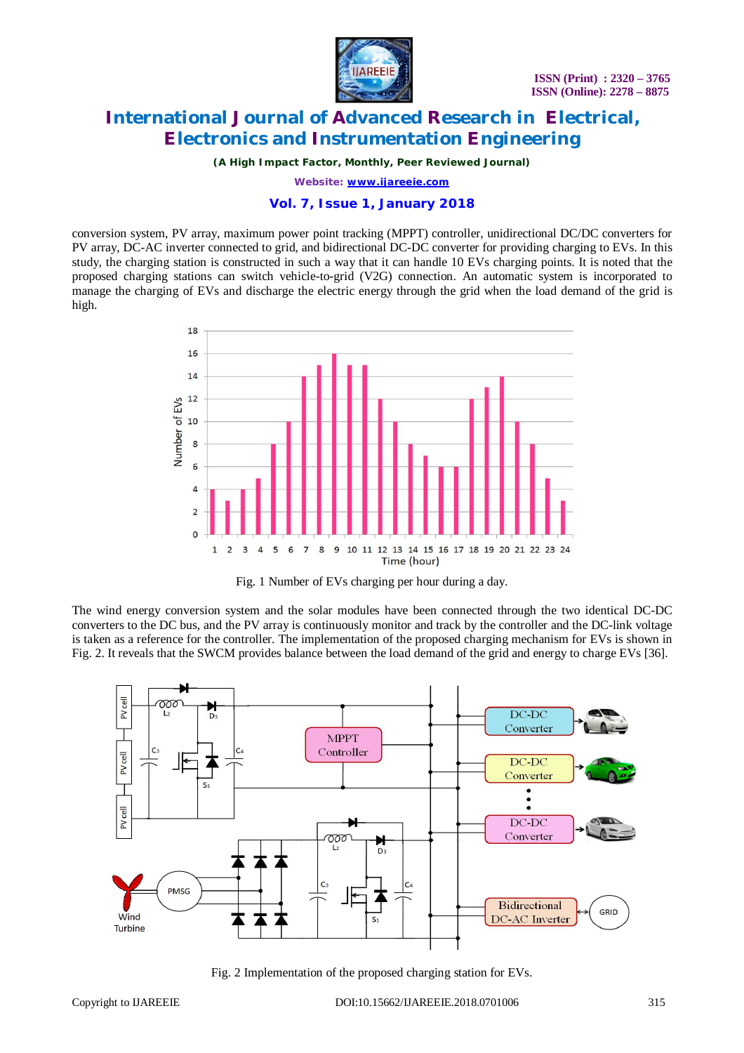conversion system, PV array, maximum power point tracking (MPPT) controller, unidirectional DC/DC converters for PV array, DC-AC inverter connected to grid, and bidirectional DC-DC converter for providing charging to EVs. In this study, the charging station is constructed in such a way that it can handle 10 EVs charging points. It is noted that the proposed charging stations can switch vehicle-to-grid (V2G) connection. An automatic system is incorporated to manage the charging of EVs and discharge the electric energy through the grid when the load demand of the grid is high.

Fig. 1 Number of EVs charging per hour during a day.

The wind energy conversion system and the solar modules have been connected through the two identical DC-DC converters to the DC bus, and the PV array is continuously monitor and track by the controller and the DC-link voltage is taken as a reference for the controller. The implementation of the proposed charging mechanism for EVs is shown in Fig. 2. It reveals that the SWCM provides balance between the load demand of the grid and energy to charge EVs [36].

Fig. 2 Implementation of the proposed charging station for EVs.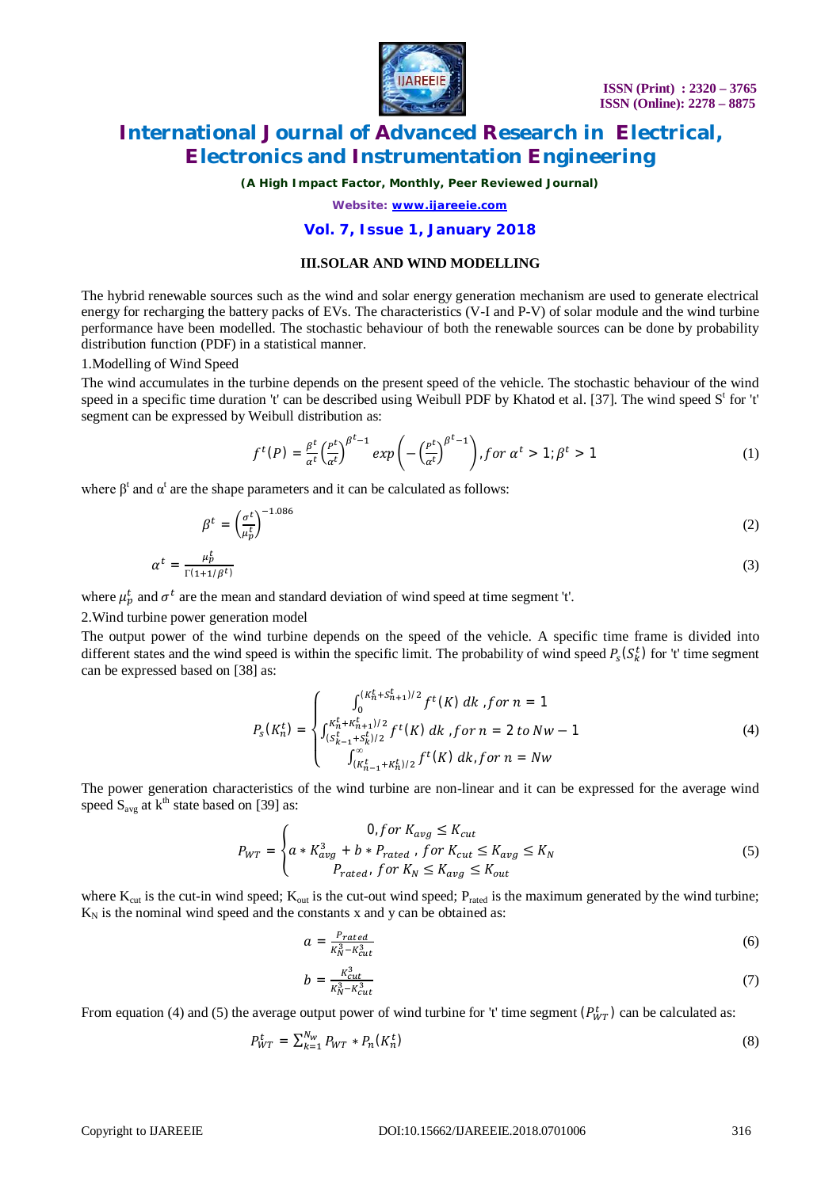### III.SOLAR AND WIND MODELLING

The hybrid renewable sources such as the wind and solar energy generation mechanism are used to generate electrical energy for recharging the battery packs of EVs. The characteristics (V-I and P-V) of solar module and the wind turbine performance have been modelled. The stochastic behaviour of both the renewable sources can be done by probability distribution function (PDF) in a statistical manner.

1.Modelling of Wind Speed

The wind accumulates in the turbine depends on the present speed of the vehicle. The stochastic behaviour of the wind speed in a specific time duration 't' can be described using Weibull PDF by Khatod et al. [37]. The wind speed $S^t$ for 't' segment can be expressed by Weibull distribution as:

$$f^t(P) = \frac{\beta^t}{\alpha^t}\left(\frac{P^t}{\alpha^t}\right)^{\beta^t - 1} exp\left(-\left(\frac{P^t}{\alpha^t}\right)^{\beta^t - 1}\right), for\ \alpha^t > 1; \beta^t > 1 \tag{1}$$

where $\beta^t$ and $\alpha^t$ are the shape parameters and it can be calculated as follows:

$$\beta^t = \left(\frac{\sigma^t}{\mu_p^t}\right)^{-1.086} \tag{2}$$

$$\alpha^t = \frac{\mu_p^t}{\Gamma(1+1/\beta^t)} \tag{3}$$

where $\mu_p^t$ and $\sigma^t$ are the mean and standard deviation of wind speed at time segment 't'.

2.Wind turbine power generation model

The output power of the wind turbine depends on the speed of the vehicle. A specific time frame is divided into different states and the wind speed is within the specific limit. The probability of wind speed $P_s(S_k^t)$ for 't' time segment can be expressed based on [38] as:

$$P_s(K_n^t) = \begin{cases} \int_0^{(K_n^t + S_{n+1}^t)/2} f^t(K)\ dk\ , for\ n = 1 \\ \int_{(S_{k-1}^t + S_k^t)/2}^{K_n^t + K_{n+1}^t)/2} f^t(K)\ dk\ , for\ n = 2\ to\ Nw - 1 \\ \int_{(K_{n-1}^t + K_n^t)/2}^{\infty} f^t(K)\ dk, for\ n = Nw \end{cases} \tag{4}$$

The power generation characteristics of the wind turbine are non-linear and it can be expressed for the average wind speed $S_{avg}$ at $k^{th}$ state based on [39] as:

$$P_{WT} = \begin{cases} 0, for\ K_{avg} \le K_{cut} \\ a * K_{avg}^3 + b * P_{rated}\ ,\ for\ K_{cut} \le K_{avg} \le K_N \\ P_{rated},\ for\ K_N \le K_{avg} \le K_{out} \end{cases} \tag{5}$$

where $K_{cut}$ is the cut-in wind speed; $K_{out}$ is the cut-out wind speed; $P_{rated}$ is the maximum generated by the wind turbine; $K_N$ is the nominal wind speed and the constants x and y can be obtained as:

$$a = \frac{P_{rated}}{K_N^3 - K_{cut}^3} \tag{6}$$

$$b = \frac{K_{cut}^3}{K_N^3 - K_{cut}^3} \tag{7}$$

From equation (4) and (5) the average output power of wind turbine for 't' time segment $(P_{WT}^t)$ can be calculated as:

$$P_{WT}^t = \sum_{k=1}^{N_w} P_{WT} * P_n(K_n^t) \tag{8}$$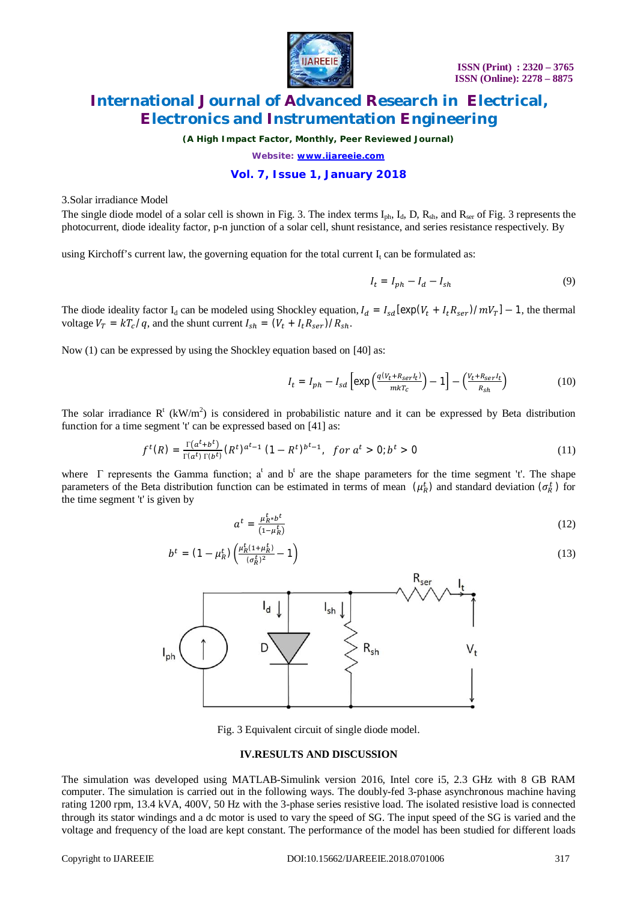3.Solar irradiance Model

The single diode model of a solar cell is shown in Fig. 3. The index terms $I_{ph}$, $I_d$, D, $R_{sh}$, and $R_{ser}$ of Fig. 3 represents the photocurrent, diode ideality factor, p-n junction of a solar cell, shunt resistance, and series resistance respectively. By

using Kirchoff's current law, the governing equation for the total current $I_t$ can be formulated as:

$$I_t = I_{ph} - I_d - I_{sh} \tag{9}$$

The diode ideality factor $I_d$ can be modeled using Shockley equation, $I_d = I_{sd}[\exp(V_t + I_t R_{ser})/mV_T] - 1$, the thermal voltage $V_T = kT_c/q$, and the shunt current $I_{sh} = (V_t + I_t R_{ser})/R_{sh}$.

Now (1) can be expressed by using the Shockley equation based on [40] as:

$$I_t = I_{ph} - I_{sd}\left[\exp\left(\frac{q(V_t + R_{ser}I_t)}{mkT_c}\right) - 1\right] - \left(\frac{V_t + R_{ser}I_t}{R_{sh}}\right) \tag{10}$$

The solar irradiance $R^t$ (kW/m$^2$) is considered in probabilistic nature and it can be expressed by Beta distribution function for a time segment 't' can be expressed based on [41] as:

$$f^t(R) = \frac{\Gamma(a^t + b^t)}{\Gamma(a^t)\,\Gamma(b^t)}(R^t)^{a^t - 1}(1 - R^t)^{b^t - 1}, \quad for\ a^t > 0; b^t > 0 \tag{11}$$

where $\Gamma$ represents the Gamma function; $a^t$ and $b^t$ are the shape parameters for the time segment 't'. The shape parameters of the Beta distribution function can be estimated in terms of mean $(\mu_R^t)$ and standard deviation $(\sigma_R^t)$ for the time segment 't' is given by

$$a^t = \frac{\mu_R^t * b^t}{(1 - \mu_R^t)} \tag{12}$$

$$b^t = (1 - \mu_R^t)\left(\frac{\mu_R^t(1 + \mu_R^t)}{(\sigma_R^t)^2} - 1\right) \tag{13}$$

Fig. 3 Equivalent circuit of single diode model.

## IV.RESULTS AND DISCUSSION

The simulation was developed using MATLAB-Simulink version 2016, Intel core i5, 2.3 GHz with 8 GB RAM computer. The simulation is carried out in the following ways. The doubly-fed 3-phase asynchronous machine having rating 1200 rpm, 13.4 kVA, 400V, 50 Hz with the 3-phase series resistive load. The isolated resistive load is connected through its stator windings and a dc motor is used to vary the speed of SG. The input speed of the SG is varied and the voltage and frequency of the load are kept constant. The performance of the model has been studied for different loads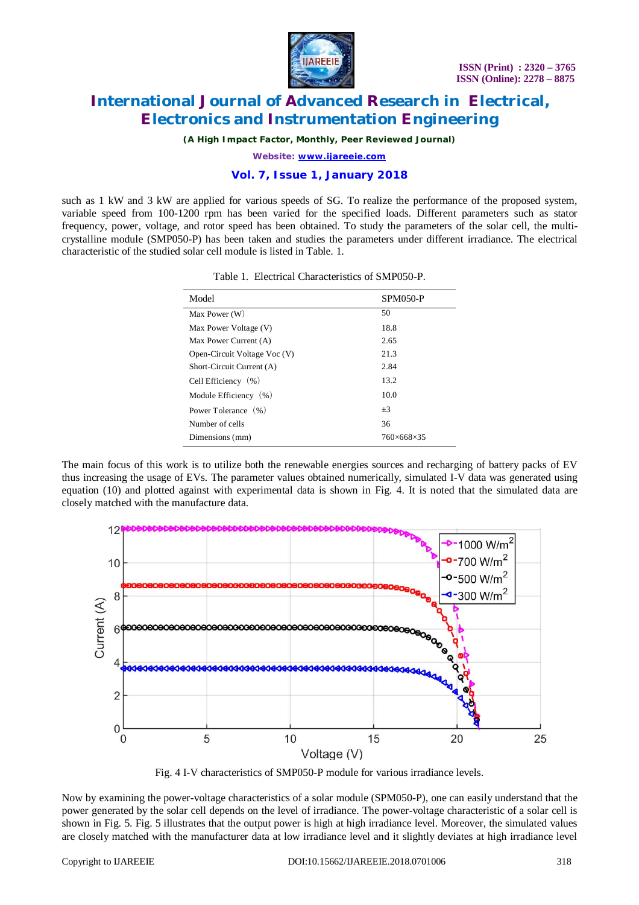such as 1 kW and 3 kW are applied for various speeds of SG. To realize the performance of the proposed system, variable speed from 100-1200 rpm has been varied for the specified loads. Different parameters such as stator frequency, power, voltage, and rotor speed has been obtained. To study the parameters of the solar cell, the multi-crystalline module (SMP050-P) has been taken and studies the parameters under different irradiance. The electrical characteristic of the studied solar cell module is listed in Table. 1.

Table 1. Electrical Characteristics of SMP050-P.

| Model | SPM050-P |
|---|---|
| Max Power (W) | 50 |
| Max Power Voltage (V) | 18.8 |
| Max Power Current (A) | 2.65 |
| Open-Circuit Voltage Voc (V) | 21.3 |
| Short-Circuit Current (A) | 2.84 |
| Cell Efficiency (%) | 13.2 |
| Module Efficiency (%) | 10.0 |
| Power Tolerance (%) | ±3 |
| Number of cells | 36 |
| Dimensions (mm) | 760×668×35 |

The main focus of this work is to utilize both the renewable energies sources and recharging of battery packs of EV thus increasing the usage of EVs. The parameter values obtained numerically, simulated I-V data was generated using equation (10) and plotted against with experimental data is shown in Fig. 4. It is noted that the simulated data are closely matched with the manufacture data.

Fig. 4 I-V characteristics of SMP050-P module for various irradiance levels.

Now by examining the power-voltage characteristics of a solar module (SPM050-P), one can easily understand that the power generated by the solar cell depends on the level of irradiance. The power-voltage characteristic of a solar cell is shown in Fig. 5. Fig. 5 illustrates that the output power is high at high irradiance level. Moreover, the simulated values are closely matched with the manufacturer data at low irradiance level and it slightly deviates at high irradiance level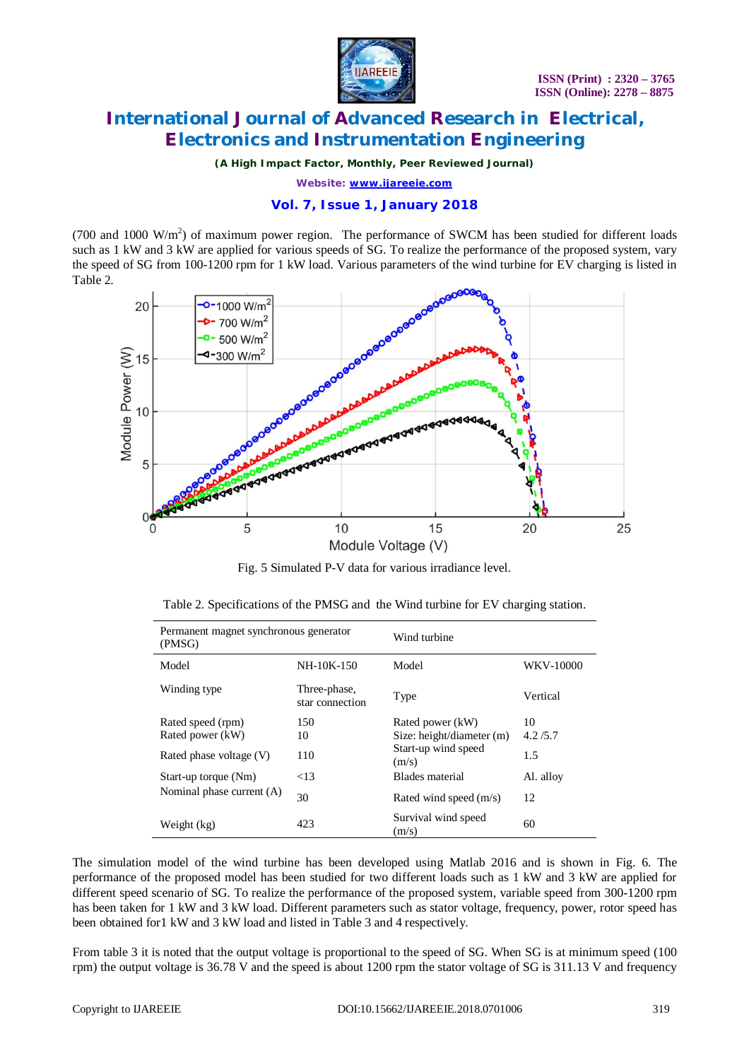(700 and 1000 W/m$^2$) of maximum power region. The performance of SWCM has been studied for different loads such as 1 kW and 3 kW are applied for various speeds of SG. To realize the performance of the proposed system, vary the speed of SG from 100-1200 rpm for 1 kW load. Various parameters of the wind turbine for EV charging is listed in Table 2.

Fig. 5 Simulated P-V data for various irradiance level.

Table 2. Specifications of the PMSG and the Wind turbine for EV charging station.

| Permanent magnet synchronous generator (PMSG) | | Wind turbine | |
|---|---|---|---|
| Model | NH-10K-150 | Model | WKV-10000 |
| Winding type | Three-phase, star connection | Type | Vertical |
| Rated speed (rpm) | 150 | Rated power (kW) | 10 |
| Rated power (kW) | 10 | Size: height/diameter (m) | 4.2 /5.7 |
| Rated phase voltage (V) | 110 | Start-up wind speed (m/s) | 1.5 |
| Start-up torque (Nm) | <13 | Blades material | Al. alloy |
| Nominal phase current (A) | 30 | Rated wind speed (m/s) | 12 |
| Weight (kg) | 423 | Survival wind speed (m/s) | 60 |

The simulation model of the wind turbine has been developed using Matlab 2016 and is shown in Fig. 6. The performance of the proposed model has been studied for two different loads such as 1 kW and 3 kW are applied for different speed scenario of SG. To realize the performance of the proposed system, variable speed from 300-1200 rpm has been taken for 1 kW and 3 kW load. Different parameters such as stator voltage, frequency, power, rotor speed has been obtained for1 kW and 3 kW load and listed in Table 3 and 4 respectively.

From table 3 it is noted that the output voltage is proportional to the speed of SG. When SG is at minimum speed (100 rpm) the output voltage is 36.78 V and the speed is about 1200 rpm the stator voltage of SG is 311.13 V and frequency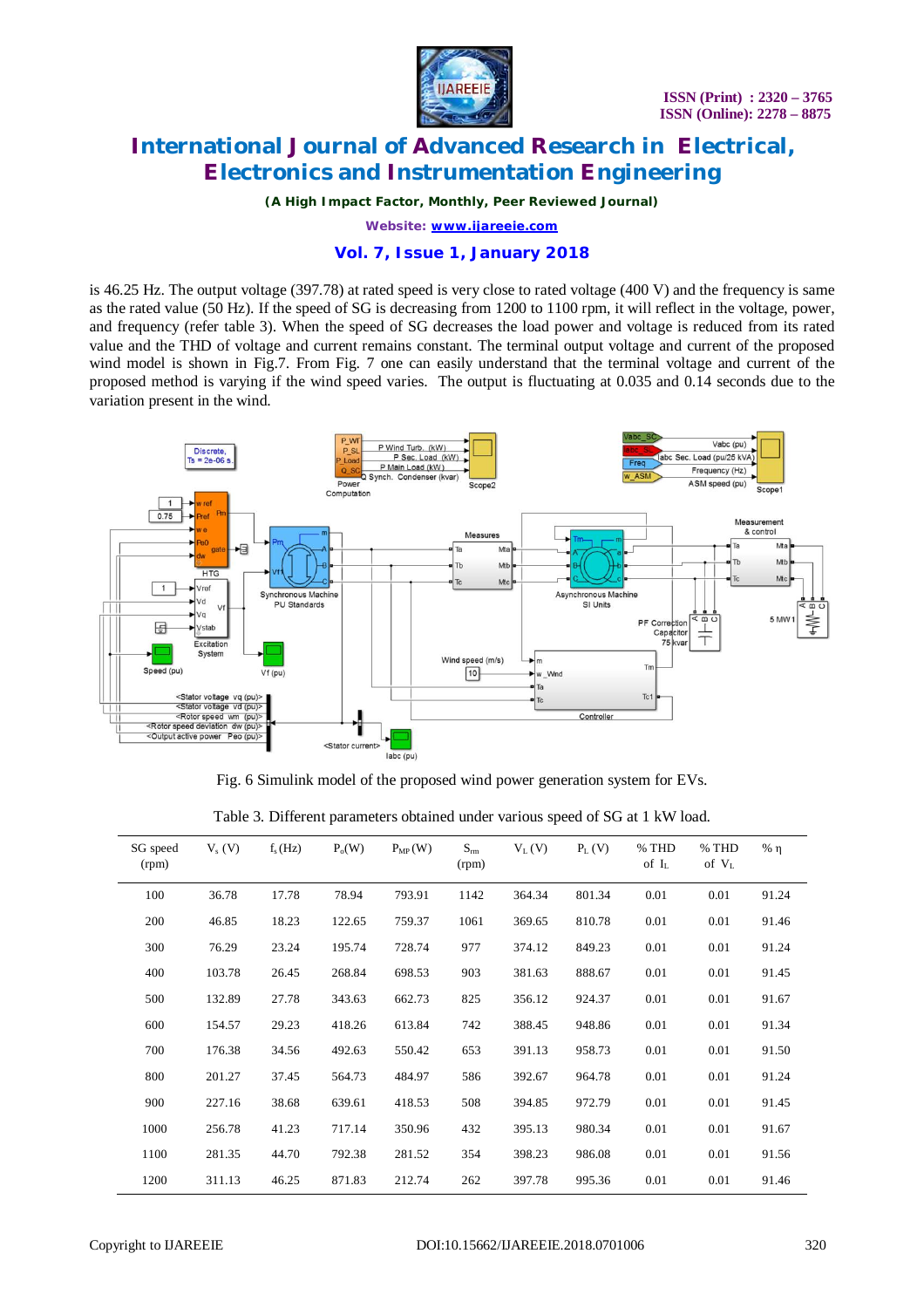is 46.25 Hz. The output voltage (397.78) at rated speed is very close to rated voltage (400 V) and the frequency is same as the rated value (50 Hz). If the speed of SG is decreasing from 1200 to 1100 rpm, it will reflect in the voltage, power, and frequency (refer table 3). When the speed of SG decreases the load power and voltage is reduced from its rated value and the THD of voltage and current remains constant. The terminal output voltage and current of the proposed wind model is shown in Fig.7. From Fig. 7 one can easily understand that the terminal voltage and current of the proposed method is varying if the wind speed varies. The output is fluctuating at 0.035 and 0.14 seconds due to the variation present in the wind.

Fig. 6 Simulink model of the proposed wind power generation system for EVs.

Table 3. Different parameters obtained under various speed of SG at 1 kW load.

| SG speed (rpm) | $V_s$ (V) | $f_s$ (Hz) | $P_o$(W) | $P_{MP}$ (W) | $S_{rm}$ (rpm) | $V_L$ (V) | $P_L$ (V) | % THD of $I_L$ | % THD of $V_L$ | % η |
|---|---|---|---|---|---|---|---|---|---|---|
| 100 | 36.78 | 17.78 | 78.94 | 793.91 | 1142 | 364.34 | 801.34 | 0.01 | 0.01 | 91.24 |
| 200 | 46.85 | 18.23 | 122.65 | 759.37 | 1061 | 369.65 | 810.78 | 0.01 | 0.01 | 91.46 |
| 300 | 76.29 | 23.24 | 195.74 | 728.74 | 977 | 374.12 | 849.23 | 0.01 | 0.01 | 91.24 |
| 400 | 103.78 | 26.45 | 268.84 | 698.53 | 903 | 381.63 | 888.67 | 0.01 | 0.01 | 91.45 |
| 500 | 132.89 | 27.78 | 343.63 | 662.73 | 825 | 356.12 | 924.37 | 0.01 | 0.01 | 91.67 |
| 600 | 154.57 | 29.23 | 418.26 | 613.84 | 742 | 388.45 | 948.86 | 0.01 | 0.01 | 91.34 |
| 700 | 176.38 | 34.56 | 492.63 | 550.42 | 653 | 391.13 | 958.73 | 0.01 | 0.01 | 91.50 |
| 800 | 201.27 | 37.45 | 564.73 | 484.97 | 586 | 392.67 | 964.78 | 0.01 | 0.01 | 91.24 |
| 900 | 227.16 | 38.68 | 639.61 | 418.53 | 508 | 394.85 | 972.79 | 0.01 | 0.01 | 91.45 |
| 1000 | 256.78 | 41.23 | 717.14 | 350.96 | 432 | 395.13 | 980.34 | 0.01 | 0.01 | 91.67 |
| 1100 | 281.35 | 44.70 | 792.38 | 281.52 | 354 | 398.23 | 986.08 | 0.01 | 0.01 | 91.56 |
| 1200 | 311.13 | 46.25 | 871.83 | 212.74 | 262 | 397.78 | 995.36 | 0.01 | 0.01 | 91.46 |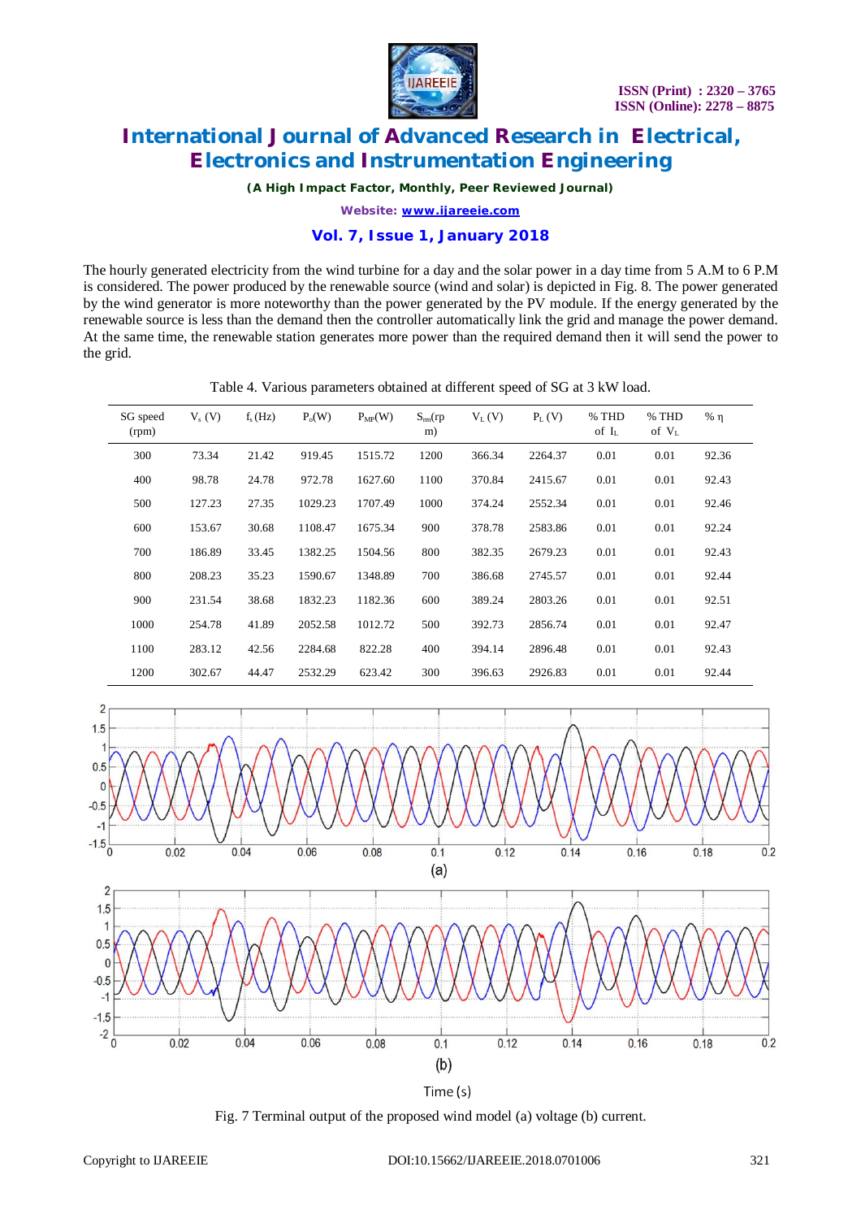The hourly generated electricity from the wind turbine for a day and the solar power in a day time from 5 A.M to 6 P.M is considered. The power produced by the renewable source (wind and solar) is depicted in Fig. 8. The power generated by the wind generator is more noteworthy than the power generated by the PV module. If the energy generated by the renewable source is less than the demand then the controller automatically link the grid and manage the power demand. At the same time, the renewable station generates more power than the required demand then it will send the power to the grid.

Table 4. Various parameters obtained at different speed of SG at 3 kW load.

| SG speed (rpm) | $V_s$ (V) | $f_s$ (Hz) | $P_o$(W) | $P_{MP}$(W) | $S_{mn}$(rpm) | $V_L$ (V) | $P_L$ (V) | % THD of $I_L$ | % THD of $V_L$ | % η |
|---|---|---|---|---|---|---|---|---|---|---|
| 300 | 73.34 | 21.42 | 919.45 | 1515.72 | 1200 | 366.34 | 2264.37 | 0.01 | 0.01 | 92.36 |
| 400 | 98.78 | 24.78 | 972.78 | 1627.60 | 1100 | 370.84 | 2415.67 | 0.01 | 0.01 | 92.43 |
| 500 | 127.23 | 27.35 | 1029.23 | 1707.49 | 1000 | 374.24 | 2552.34 | 0.01 | 0.01 | 92.46 |
| 600 | 153.67 | 30.68 | 1108.47 | 1675.34 | 900 | 378.78 | 2583.86 | 0.01 | 0.01 | 92.24 |
| 700 | 186.89 | 33.45 | 1382.25 | 1504.56 | 800 | 382.35 | 2679.23 | 0.01 | 0.01 | 92.43 |
| 800 | 208.23 | 35.23 | 1590.67 | 1348.89 | 700 | 386.68 | 2745.57 | 0.01 | 0.01 | 92.44 |
| 900 | 231.54 | 38.68 | 1832.23 | 1182.36 | 600 | 389.24 | 2803.26 | 0.01 | 0.01 | 92.51 |
| 1000 | 254.78 | 41.89 | 2052.58 | 1012.72 | 500 | 392.73 | 2856.74 | 0.01 | 0.01 | 92.47 |
| 1100 | 283.12 | 42.56 | 2284.68 | 822.28 | 400 | 394.14 | 2896.48 | 0.01 | 0.01 | 92.43 |
| 1200 | 302.67 | 44.47 | 2532.29 | 623.42 | 300 | 396.63 | 2926.83 | 0.01 | 0.01 | 92.44 |

Fig. 7 Terminal output of the proposed wind model (a) voltage (b) current.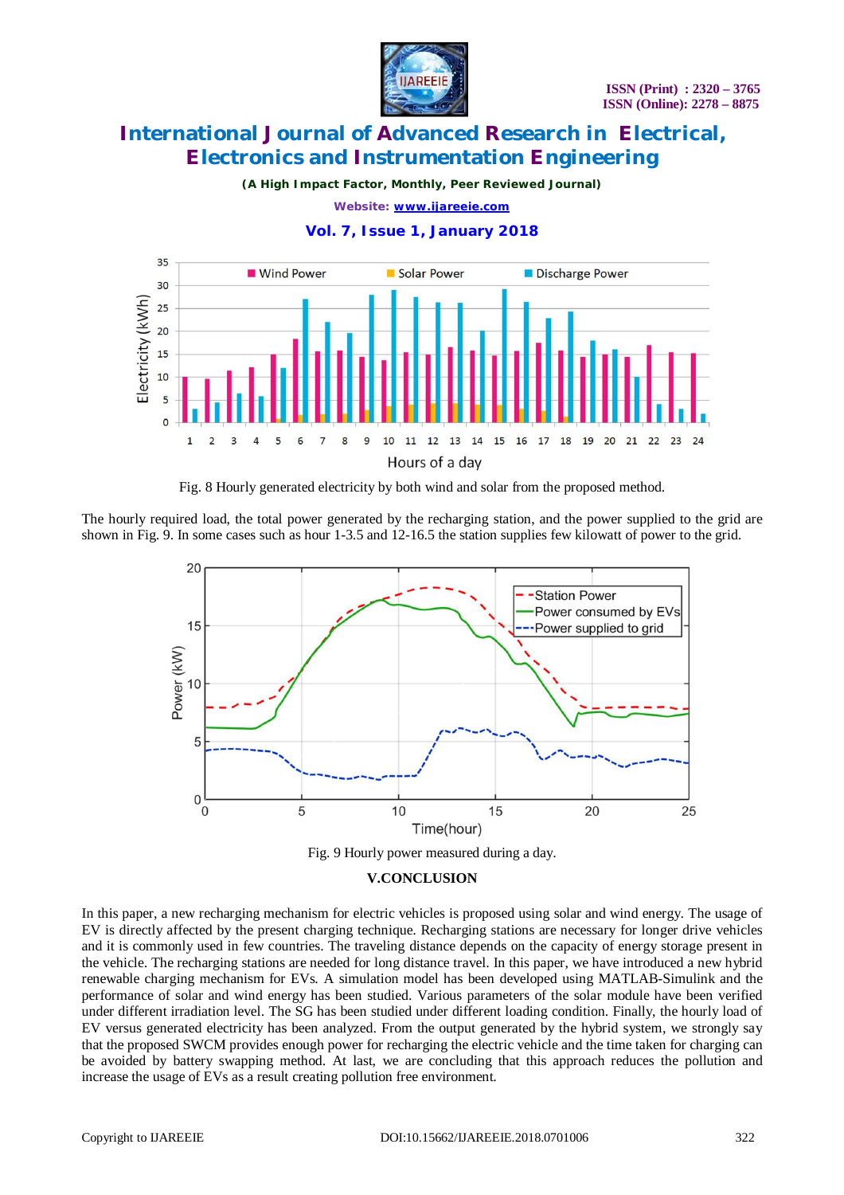Fig. 8 Hourly generated electricity by both wind and solar from the proposed method.

The hourly required load, the total power generated by the recharging station, and the power supplied to the grid are shown in Fig. 9. In some cases such as hour 1-3.5 and 12-16.5 the station supplies few kilowatt of power to the grid.

Fig. 9 Hourly power measured during a day.

## V.CONCLUSION

In this paper, a new recharging mechanism for electric vehicles is proposed using solar and wind energy. The usage of EV is directly affected by the present charging technique. Recharging stations are necessary for longer drive vehicles and it is commonly used in few countries. The traveling distance depends on the capacity of energy storage present in the vehicle. The recharging stations are needed for long distance travel. In this paper, we have introduced a new hybrid renewable charging mechanism for EVs. A simulation model has been developed using MATLAB-Simulink and the performance of solar and wind energy has been studied. Various parameters of the solar module have been verified under different irradiation level. The SG has been studied under different loading condition. Finally, the hourly load of EV versus generated electricity has been analyzed. From the output generated by the hybrid system, we strongly say that the proposed SWCM provides enough power for recharging the electric vehicle and the time taken for charging can be avoided by battery swapping method. At last, we are concluding that this approach reduces the pollution and increase the usage of EVs as a result creating pollution free environment.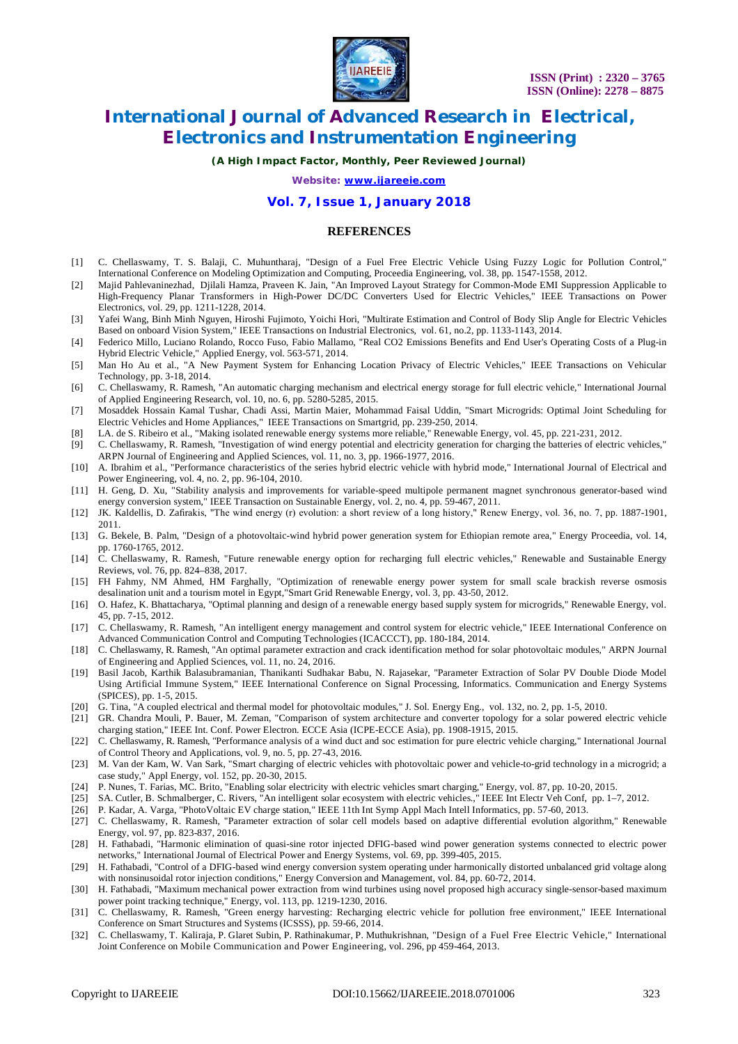## REFERENCES

[1] C. Chellaswamy, T. S. Balaji, C. Muhuntharaj, "Design of a Fuel Free Electric Vehicle Using Fuzzy Logic for Pollution Control," International Conference on Modeling Optimization and Computing, Proceedia Engineering, vol. 38, pp. 1547-1558, 2012.

[2] Majid Pahlevaninezhad, Djilali Hamza, Praveen K. Jain, "An Improved Layout Strategy for Common-Mode EMI Suppression Applicable to High-Frequency Planar Transformers in High-Power DC/DC Converters Used for Electric Vehicles," IEEE Transactions on Power Electronics, vol. 29, pp. 1211-1228, 2014.

[3] Yafei Wang, Binh Minh Nguyen, Hiroshi Fujimoto, Yoichi Hori, "Multirate Estimation and Control of Body Slip Angle for Electric Vehicles Based on onboard Vision System," IEEE Transactions on Industrial Electronics, vol. 61, no.2, pp. 1133-1143, 2014.

[4] Federico Millo, Luciano Rolando, Rocco Fuso, Fabio Mallamo, "Real CO2 Emissions Benefits and End User's Operating Costs of a Plug-in Hybrid Electric Vehicle," Applied Energy, vol. 563-571, 2014.

[5] Man Ho Au et al., "A New Payment System for Enhancing Location Privacy of Electric Vehicles," IEEE Transactions on Vehicular Technology, pp. 3-18, 2014.

[6] C. Chellaswamy, R. Ramesh, "An automatic charging mechanism and electrical energy storage for full electric vehicle," International Journal of Applied Engineering Research, vol. 10, no. 6, pp. 5280-5285, 2015.

[7] Mosaddek Hossain Kamal Tushar, Chadi Assi, Martin Maier, Mohammad Faisal Uddin, "Smart Microgrids: Optimal Joint Scheduling for Electric Vehicles and Home Appliances," IEEE Transactions on Smartgrid, pp. 239-250, 2014.

[8] LA. de S. Ribeiro et al., "Making isolated renewable energy systems more reliable," Renewable Energy, vol. 45, pp. 221-231, 2012.

[9] C. Chellaswamy, R. Ramesh, "Investigation of wind energy potential and electricity generation for charging the batteries of electric vehicles," ARPN Journal of Engineering and Applied Sciences, vol. 11, no. 3, pp. 1966-1977, 2016.

[10] A. Ibrahim et al., "Performance characteristics of the series hybrid electric vehicle with hybrid mode," International Journal of Electrical and Power Engineering, vol. 4, no. 2, pp. 96-104, 2010.

[11] H. Geng, D. Xu, "Stability analysis and improvements for variable-speed multipole permanent magnet synchronous generator-based wind energy conversion system," IEEE Transaction on Sustainable Energy, vol. 2, no. 4, pp. 59-467, 2011.

[12] JK. Kaldellis, D. Zafirakis, "The wind energy (r) evolution: a short review of a long history," Renew Energy, vol. 36, no. 7, pp. 1887-1901, 2011.

[13] G. Bekele, B. Palm, "Design of a photovoltaic-wind hybrid power generation system for Ethiopian remote area," Energy Proceedia, vol. 14, pp. 1760-1765, 2012.

[14] C. Chellaswamy, R. Ramesh, "Future renewable energy option for recharging full electric vehicles," Renewable and Sustainable Energy Reviews, vol. 76, pp. 824–838, 2017.

[15] FH Fahmy, NM Ahmed, HM Farghally, "Optimization of renewable energy power system for small scale brackish reverse osmosis desalination unit and a tourism motel in Egypt,"Smart Grid Renewable Energy, vol. 3, pp. 43-50, 2012.

[16] O. Hafez, K. Bhattacharya, "Optimal planning and design of a renewable energy based supply system for microgrids," Renewable Energy, vol. 45, pp. 7-15, 2012.

[17] C. Chellaswamy, R. Ramesh, "An intelligent energy management and control system for electric vehicle," IEEE International Conference on Advanced Communication Control and Computing Technologies (ICACCCT), pp. 180-184, 2014.

[18] C. Chellaswamy, R. Ramesh, "An optimal parameter extraction and crack identification method for solar photovoltaic modules," ARPN Journal of Engineering and Applied Sciences, vol. 11, no. 24, 2016.

[19] Basil Jacob, Karthik Balasubramanian, Thanikanti Sudhakar Babu, N. Rajasekar, "Parameter Extraction of Solar PV Double Diode Model Using Artificial Immune System," IEEE International Conference on Signal Processing, Informatics. Communication and Energy Systems (SPICES), pp. 1-5, 2015.

[20] G. Tina, "A coupled electrical and thermal model for photovoltaic modules," J. Sol. Energy Eng., vol. 132, no. 2, pp. 1-5, 2010.

[21] GR. Chandra Mouli, P. Bauer, M. Zeman, "Comparison of system architecture and converter topology for a solar powered electric vehicle charging station," IEEE Int. Conf. Power Electron. ECCE Asia (ICPE-ECCE Asia), pp. 1908-1915, 2015.

[22] C. Chellaswamy, R. Ramesh, "Performance analysis of a wind duct and soc estimation for pure electric vehicle charging," International Journal of Control Theory and Applications, vol. 9, no. 5, pp. 27-43, 2016.

[23] M. Van der Kam, W. Van Sark, "Smart charging of electric vehicles with photovoltaic power and vehicle-to-grid technology in a microgrid; a case study," Appl Energy, vol. 152, pp. 20-30, 2015.

[24] P. Nunes, T. Farias, MC. Brito, "Enabling solar electricity with electric vehicles smart charging," Energy, vol. 87, pp. 10-20, 2015.

[25] SA. Cutler, B. Schmalberger, C. Rivers, "An intelligent solar ecosystem with electric vehicles.," IEEE Int Electr Veh Conf, pp. 1–7, 2012.

[26] P. Kadar, A. Varga, "PhotoVoltaic EV charge station," IEEE 11th Int Symp Appl Mach Intell Informatics, pp. 57-60, 2013.

[27] C. Chellaswamy, R. Ramesh, "Parameter extraction of solar cell models based on adaptive differential evolution algorithm," Renewable Energy, vol. 97, pp. 823-837, 2016.

[28] H. Fathabadi, "Harmonic elimination of quasi-sine rotor injected DFIG-based wind power generation systems connected to electric power networks," International Journal of Electrical Power and Energy Systems, vol. 69, pp. 399-405, 2015.

[29] H. Fathabadi, "Control of a DFIG-based wind energy conversion system operating under harmonically distorted unbalanced grid voltage along with nonsinusoidal rotor injection conditions," Energy Conversion and Management, vol. 84, pp. 60-72, 2014.

[30] H. Fathabadi, "Maximum mechanical power extraction from wind turbines using novel proposed high accuracy single-sensor-based maximum power point tracking technique," Energy, vol. 113, pp. 1219-1230, 2016.

[31] C. Chellaswamy, R. Ramesh, "Green energy harvesting: Recharging electric vehicle for pollution free environment," IEEE International Conference on Smart Structures and Systems (ICSSS), pp. 59-66, 2014.

[32] C. Chellaswamy, T. Kaliraja, P. Glaret Subin, P. Rathinakumar, P. Muthukrishnan, "Design of a Fuel Free Electric Vehicle," International Joint Conference on Mobile Communication and Power Engineering, vol. 296, pp 459-464, 2013.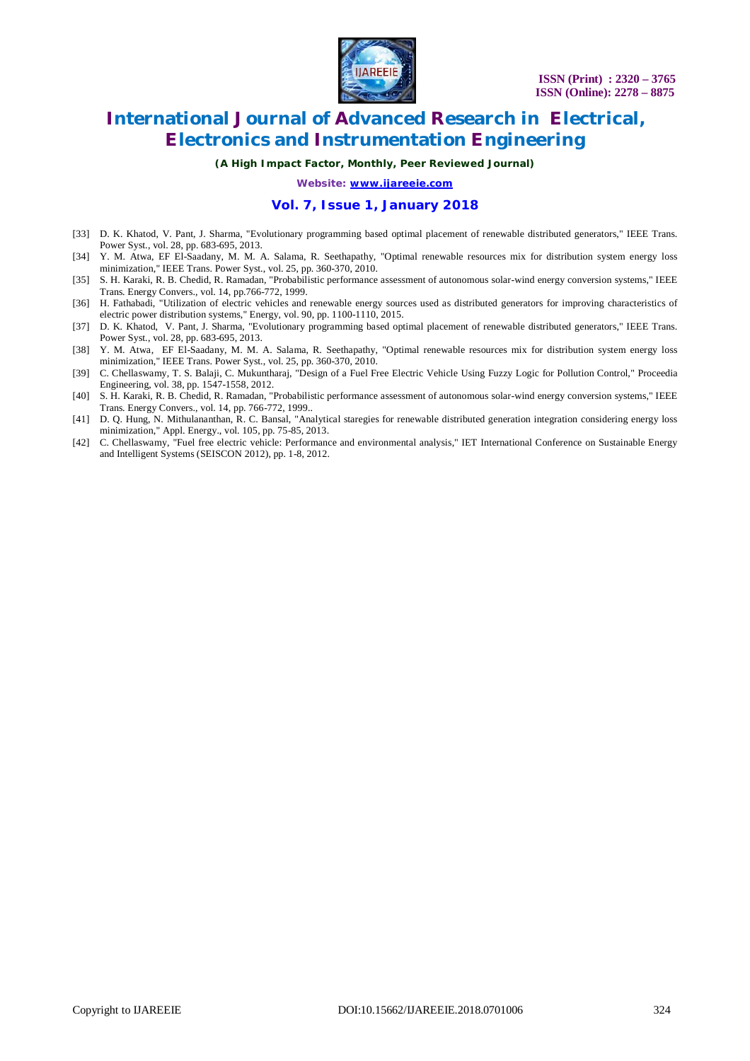[33] D. K. Khatod, V. Pant, J. Sharma, "Evolutionary programming based optimal placement of renewable distributed generators," IEEE Trans. Power Syst., vol. 28, pp. 683-695, 2013.

[34] Y. M. Atwa, EF El-Saadany, M. M. A. Salama, R. Seethapathy, "Optimal renewable resources mix for distribution system energy loss minimization," IEEE Trans. Power Syst., vol. 25, pp. 360-370, 2010.

[35] S. H. Karaki, R. B. Chedid, R. Ramadan, "Probabilistic performance assessment of autonomous solar-wind energy conversion systems," IEEE Trans. Energy Convers., vol. 14, pp.766-772, 1999.

[36] H. Fathabadi, "Utilization of electric vehicles and renewable energy sources used as distributed generators for improving characteristics of electric power distribution systems," Energy, vol. 90, pp. 1100-1110, 2015.

[37] D. K. Khatod, V. Pant, J. Sharma, "Evolutionary programming based optimal placement of renewable distributed generators," IEEE Trans. Power Syst., vol. 28, pp. 683-695, 2013.

[38] Y. M. Atwa, EF El-Saadany, M. M. A. Salama, R. Seethapathy, "Optimal renewable resources mix for distribution system energy loss minimization," IEEE Trans. Power Syst., vol. 25, pp. 360-370, 2010.

[39] C. Chellaswamy, T. S. Balaji, C. Mukuntharaj, "Design of a Fuel Free Electric Vehicle Using Fuzzy Logic for Pollution Control," Proceedia Engineering, vol. 38, pp. 1547-1558, 2012.

[40] S. H. Karaki, R. B. Chedid, R. Ramadan, "Probabilistic performance assessment of autonomous solar-wind energy conversion systems," IEEE Trans. Energy Convers., vol. 14, pp. 766-772, 1999..

[41] D. Q. Hung, N. Mithulananthan, R. C. Bansal, "Analytical staregies for renewable distributed generation integration considering energy loss minimization," Appl. Energy., vol. 105, pp. 75-85, 2013.

[42] C. Chellaswamy, "Fuel free electric vehicle: Performance and environmental analysis," IET International Conference on Sustainable Energy and Intelligent Systems (SEISCON 2012), pp. 1-8, 2012.